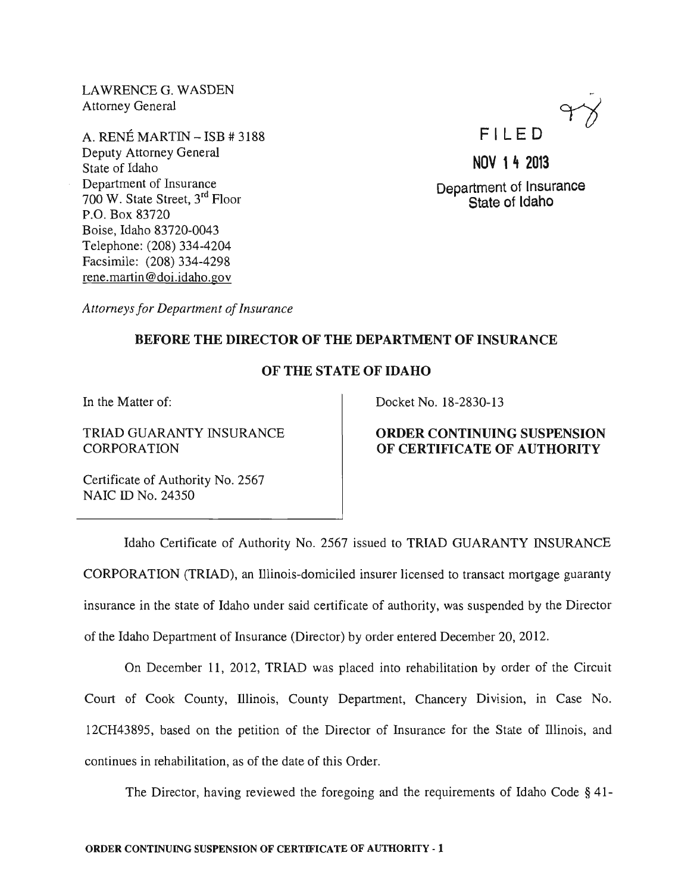LAWRENCE G. WASDEN
Attorney General

A. RENÉ MARTIN – ISB # 3188
Deputy Attorney General
State of Idaho
Department of Insurance
700 W. State Street, 3rd Floor
P.O. Box 83720
Boise, Idaho 83720-0043
Telephone: (208) 334-4204
Facsimile: (208) 334-4298
rene.martin@doi.idaho.gov

*Attorneys for Department of Insurance*

FILED

NOV 14 2013

Department of Insurance
State of Idaho

**BEFORE THE DIRECTOR OF THE DEPARTMENT OF INSURANCE**

**OF THE STATE OF IDAHO**

| | |
|---|---|
| In the Matter of:<br><br>TRIAD GUARANTY INSURANCE CORPORATION<br><br>Certificate of Authority No. 2567<br>NAIC ID No. 24350 | Docket No. 18-2830-13<br><br>**ORDER CONTINUING SUSPENSION OF CERTIFICATE OF AUTHORITY** |

Idaho Certificate of Authority No. 2567 issued to TRIAD GUARANTY INSURANCE CORPORATION (TRIAD), an Illinois-domiciled insurer licensed to transact mortgage guaranty insurance in the state of Idaho under said certificate of authority, was suspended by the Director of the Idaho Department of Insurance (Director) by order entered December 20, 2012.

On December 11, 2012, TRIAD was placed into rehabilitation by order of the Circuit Court of Cook County, Illinois, County Department, Chancery Division, in Case No. 12CH43895, based on the petition of the Director of Insurance for the State of Illinois, and continues in rehabilitation, as of the date of this Order.

The Director, having reviewed the foregoing and the requirements of Idaho Code § 41-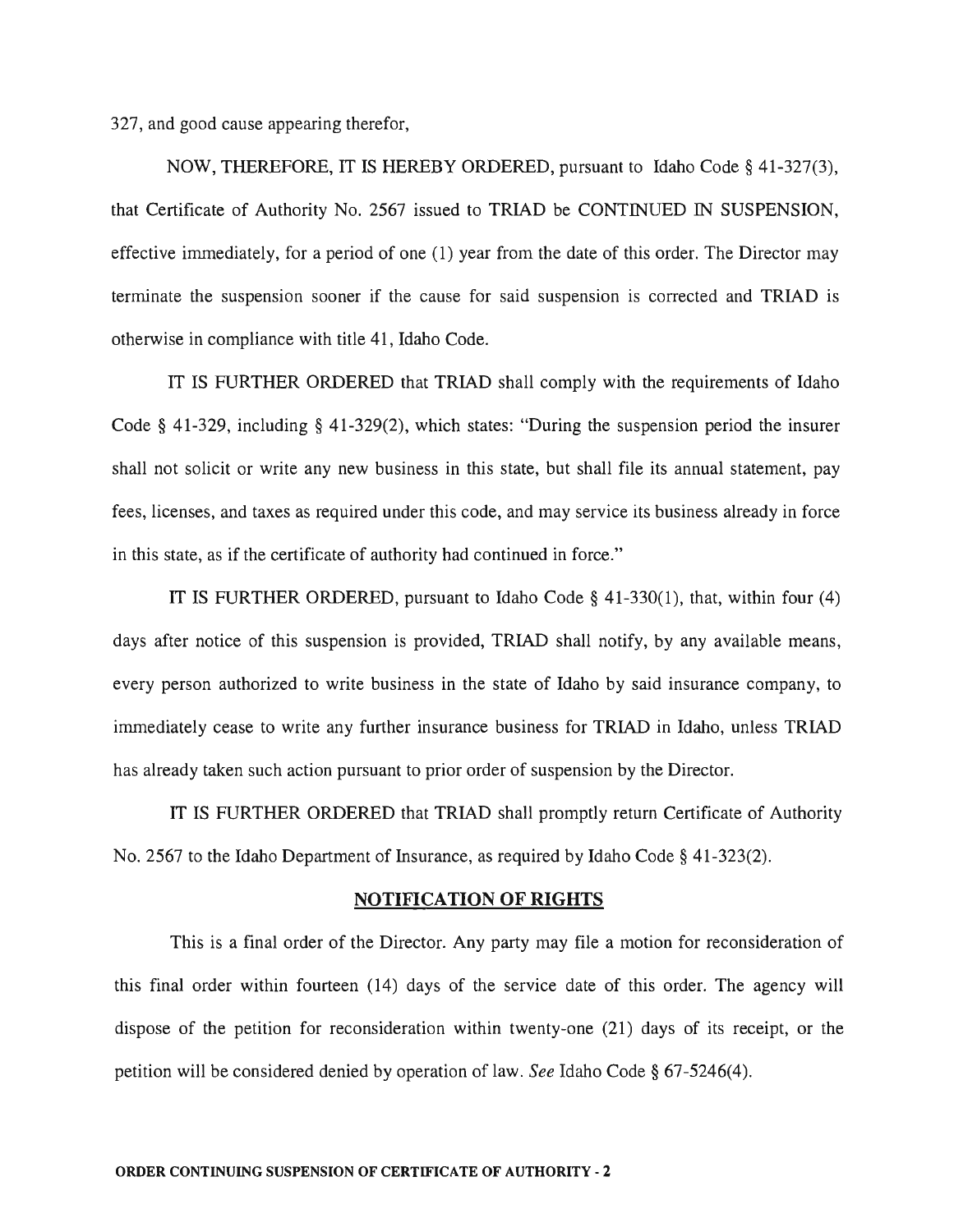327, and good cause appearing therefor,

NOW, THEREFORE, IT IS HEREBY ORDERED, pursuant to Idaho Code § 41-327(3), that Certificate of Authority No. 2567 issued to TRIAD be CONTINUED IN SUSPENSION, effective immediately, for a period of one (1) year from the date of this order. The Director may terminate the suspension sooner if the cause for said suspension is corrected and TRIAD is otherwise in compliance with title 41, Idaho Code.

IT IS FURTHER ORDERED that TRIAD shall comply with the requirements of Idaho Code § 41-329, including § 41-329(2), which states: "During the suspension period the insurer shall not solicit or write any new business in this state, but shall file its annual statement, pay fees, licenses, and taxes as required under this code, and may service its business already in force in this state, as if the certificate of authority had continued in force."

IT IS FURTHER ORDERED, pursuant to Idaho Code § 41-330(1), that, within four (4) days after notice of this suspension is provided, TRIAD shall notify, by any available means, every person authorized to write business in the state of Idaho by said insurance company, to immediately cease to write any further insurance business for TRIAD in Idaho, unless TRIAD has already taken such action pursuant to prior order of suspension by the Director.

IT IS FURTHER ORDERED that TRIAD shall promptly return Certificate of Authority No. 2567 to the Idaho Department of Insurance, as required by Idaho Code § 41-323(2).

## NOTIFICATION OF RIGHTS

This is a final order of the Director. Any party may file a motion for reconsideration of this final order within fourteen (14) days of the service date of this order. The agency will dispose of the petition for reconsideration within twenty-one (21) days of its receipt, or the petition will be considered denied by operation of law. *See* Idaho Code § 67-5246(4).

**ORDER CONTINUING SUSPENSION OF CERTIFICATE OF AUTHORITY - 2**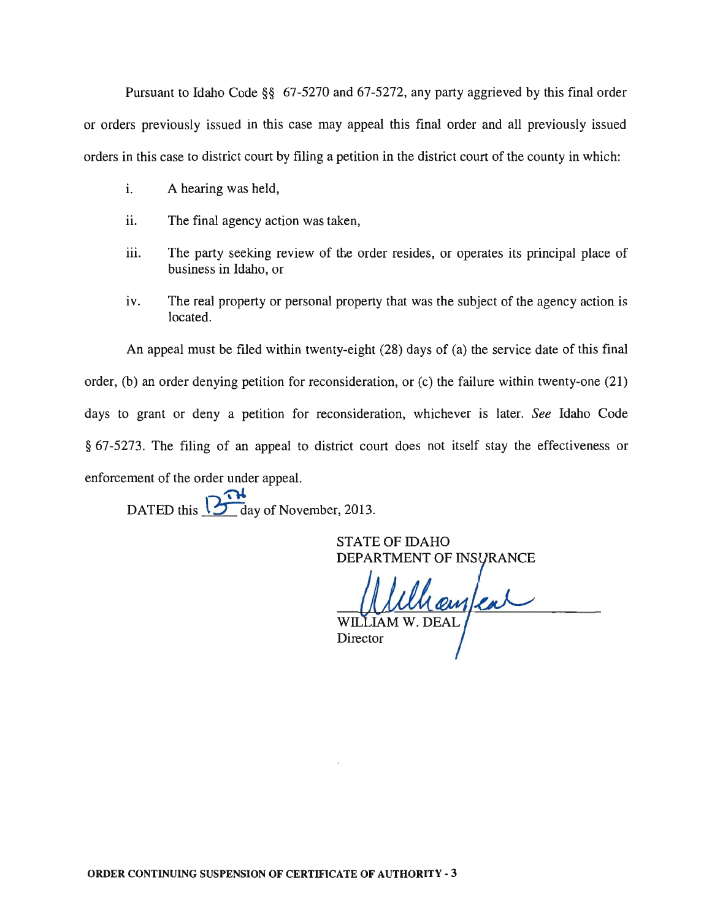Pursuant to Idaho Code §§ 67-5270 and 67-5272, any party aggrieved by this final order or orders previously issued in this case may appeal this final order and all previously issued orders in this case to district court by filing a petition in the district court of the county in which:

i. A hearing was held,

ii. The final agency action was taken,

iii. The party seeking review of the order resides, or operates its principal place of business in Idaho, or

iv. The real property or personal property that was the subject of the agency action is located.

An appeal must be filed within twenty-eight (28) days of (a) the service date of this final order, (b) an order denying petition for reconsideration, or (c) the failure within twenty-one (21) days to grant or deny a petition for reconsideration, whichever is later. *See* Idaho Code § 67-5273. The filing of an appeal to district court does not itself stay the effectiveness or enforcement of the order under appeal.

DATED this 13th day of November, 2013.

STATE OF IDAHO
DEPARTMENT OF INSURANCE

William Deal

WILLIAM W. DEAL
Director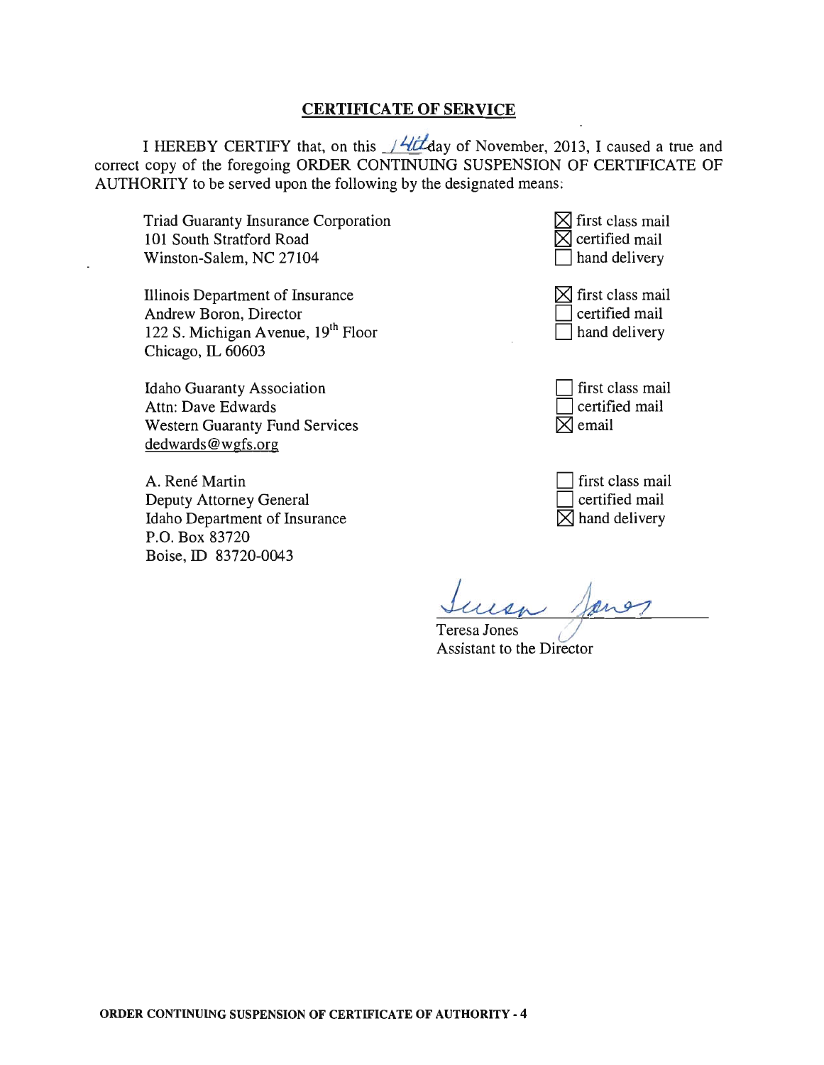## CERTIFICATE OF SERVICE

I HEREBY CERTIFY that, on this 14th day of November, 2013, I caused a true and correct copy of the foregoing ORDER CONTINUING SUSPENSION OF CERTIFICATE OF AUTHORITY to be served upon the following by the designated means:

Triad Guaranty Insurance Corporation
101 South Stratford Road
Winston-Salem, NC 27104

☒ first class mail
☒ certified mail
☐ hand delivery

Illinois Department of Insurance
Andrew Boron, Director
122 S. Michigan Avenue, 19th Floor
Chicago, IL 60603

☒ first class mail
☐ certified mail
☐ hand delivery

Idaho Guaranty Association
Attn: Dave Edwards
Western Guaranty Fund Services
dedwards@wgfs.org

☐ first class mail
☐ certified mail
☒ email

A. René Martin
Deputy Attorney General
Idaho Department of Insurance
P.O. Box 83720
Boise, ID 83720-0043

☐ first class mail
☐ certified mail
☒ hand delivery

Teresa Jones
Assistant to the Director